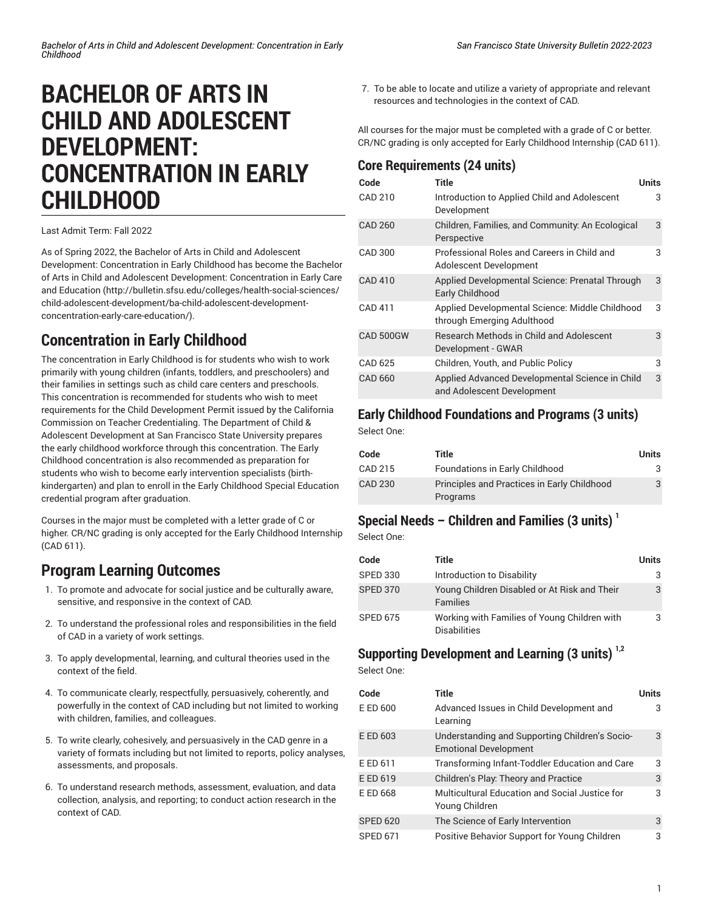# BACHELOR OF ARTS IN CHILD AND ADOLESCENT DEVELOPMENT: CONCENTRATION IN EARLY CHILDHOOD

Last Admit Term: Fall 2022

As of Spring 2022, the Bachelor of Arts in Child and Adolescent Development: Concentration in Early Childhood has become the Bachelor of Arts in Child and Adolescent Development: Concentration in Early Care and Education (http://bulletin.sfsu.edu/colleges/health-social-sciences/child-adolescent-development/ba-child-adolescent-development-concentration-early-care-education/).

## Concentration in Early Childhood

The concentration in Early Childhood is for students who wish to work primarily with young children (infants, toddlers, and preschoolers) and their families in settings such as child care centers and preschools. This concentration is recommended for students who wish to meet requirements for the Child Development Permit issued by the California Commission on Teacher Credentialing. The Department of Child & Adolescent Development at San Francisco State University prepares the early childhood workforce through this concentration. The Early Childhood concentration is also recommended as preparation for students who wish to become early intervention specialists (birth-kindergarten) and plan to enroll in the Early Childhood Special Education credential program after graduation.

Courses in the major must be completed with a letter grade of C or higher. CR/NC grading is only accepted for the Early Childhood Internship (CAD 611).

## Program Learning Outcomes

1. To promote and advocate for social justice and be culturally aware, sensitive, and responsive in the context of CAD.
2. To understand the professional roles and responsibilities in the field of CAD in a variety of work settings.
3. To apply developmental, learning, and cultural theories used in the context of the field.
4. To communicate clearly, respectfully, persuasively, coherently, and powerfully in the context of CAD including but not limited to working with children, families, and colleagues.
5. To write clearly, cohesively, and persuasively in the CAD genre in a variety of formats including but not limited to reports, policy analyses, assessments, and proposals.
6. To understand research methods, assessment, evaluation, and data collection, analysis, and reporting; to conduct action research in the context of CAD.
7. To be able to locate and utilize a variety of appropriate and relevant resources and technologies in the context of CAD.

All courses for the major must be completed with a grade of C or better. CR/NC grading is only accepted for Early Childhood Internship (CAD 611).

### Core Requirements (24 units)

| Code | Title | Units |
|---|---|---|
| CAD 210 | Introduction to Applied Child and Adolescent Development | 3 |
| CAD 260 | Children, Families, and Community: An Ecological Perspective | 3 |
| CAD 300 | Professional Roles and Careers in Child and Adolescent Development | 3 |
| CAD 410 | Applied Developmental Science: Prenatal Through Early Childhood | 3 |
| CAD 411 | Applied Developmental Science: Middle Childhood through Emerging Adulthood | 3 |
| CAD 500GW | Research Methods in Child and Adolescent Development - GWAR | 3 |
| CAD 625 | Children, Youth, and Public Policy | 3 |
| CAD 660 | Applied Advanced Developmental Science in Child and Adolescent Development | 3 |

### Early Childhood Foundations and Programs (3 units)

Select One:

| Code | Title | Units |
|---|---|---|
| CAD 215 | Foundations in Early Childhood | 3 |
| CAD 230 | Principles and Practices in Early Childhood Programs | 3 |

### Special Needs – Children and Families (3 units) [1]

Select One:

| Code | Title | Units |
|---|---|---|
| SPED 330 | Introduction to Disability | 3 |
| SPED 370 | Young Children Disabled or At Risk and Their Families | 3 |
| SPED 675 | Working with Families of Young Children with Disabilities | 3 |

### Supporting Development and Learning (3 units) [1,2]

Select One:

| Code | Title | Units |
|---|---|---|
| E ED 600 | Advanced Issues in Child Development and Learning | 3 |
| E ED 603 | Understanding and Supporting Children's Socio-Emotional Development | 3 |
| E ED 611 | Transforming Infant-Toddler Education and Care | 3 |
| E ED 619 | Children's Play: Theory and Practice | 3 |
| E ED 668 | Multicultural Education and Social Justice for Young Children | 3 |
| SPED 620 | The Science of Early Intervention | 3 |
| SPED 671 | Positive Behavior Support for Young Children | 3 |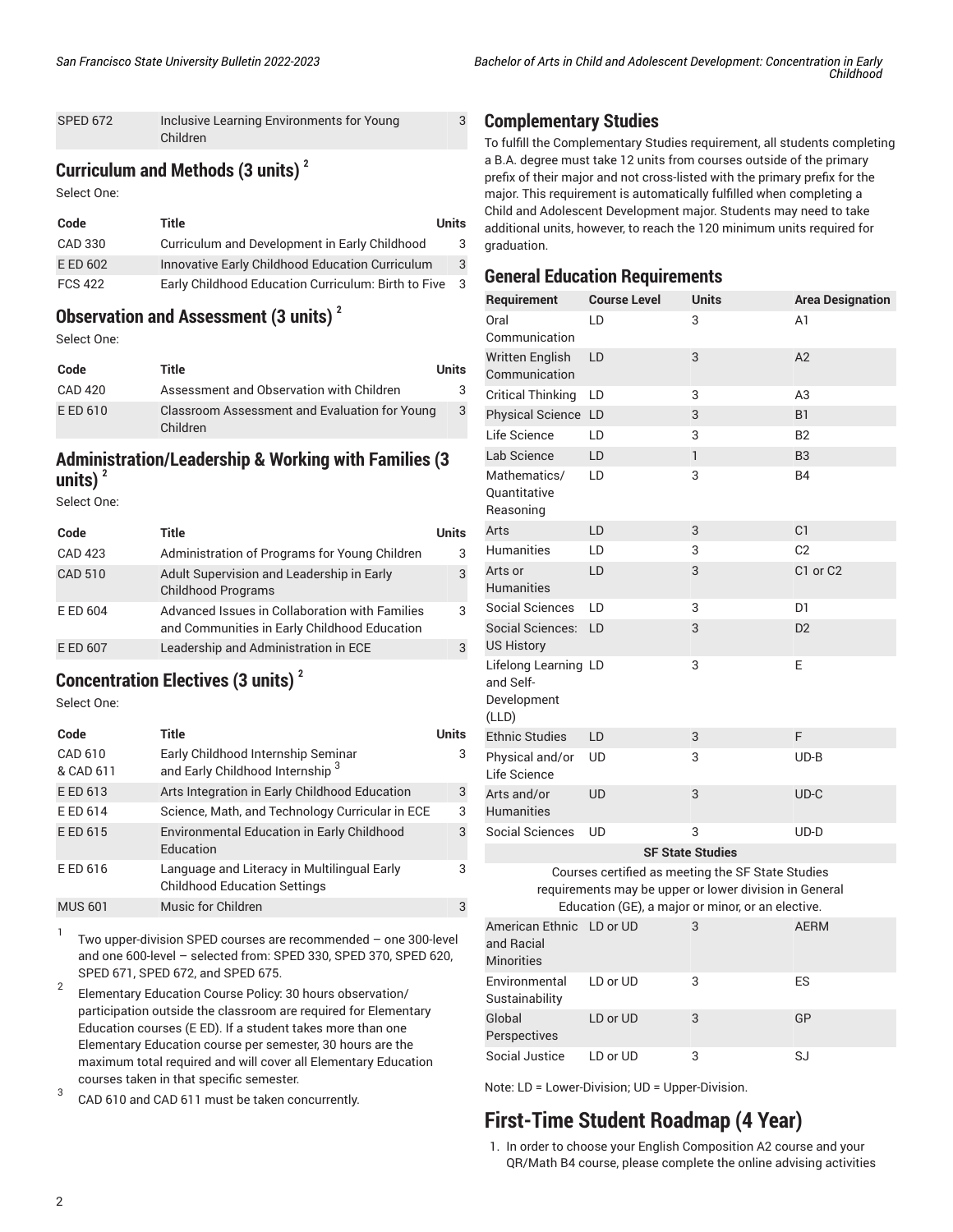| Code | Title | Units |
|---|---|---|
| SPED 672 | Inclusive Learning Environments for Young Children | 3 |

## Curriculum and Methods (3 units) [2]

Select One:

| Code | Title | Units |
|---|---|---|
| CAD 330 | Curriculum and Development in Early Childhood | 3 |
| E ED 602 | Innovative Early Childhood Education Curriculum | 3 |
| FCS 422 | Early Childhood Education Curriculum: Birth to Five | 3 |

## Observation and Assessment (3 units) [2]

Select One:

| Code | Title | Units |
|---|---|---|
| CAD 420 | Assessment and Observation with Children | 3 |
| E ED 610 | Classroom Assessment and Evaluation for Young Children | 3 |

## Administration/Leadership & Working with Families (3 units) [2]

Select One:

| Code | Title | Units |
|---|---|---|
| CAD 423 | Administration of Programs for Young Children | 3 |
| CAD 510 | Adult Supervision and Leadership in Early Childhood Programs | 3 |
| E ED 604 | Advanced Issues in Collaboration with Families and Communities in Early Childhood Education | 3 |
| E ED 607 | Leadership and Administration in ECE | 3 |

## Concentration Electives (3 units) [2]

Select One:

| Code | Title | Units |
|---|---|---|
| CAD 610 & CAD 611 | Early Childhood Internship Seminar and Early Childhood Internship [3] | 3 |
| E ED 613 | Arts Integration in Early Childhood Education | 3 |
| E ED 614 | Science, Math, and Technology Curricular in ECE | 3 |
| E ED 615 | Environmental Education in Early Childhood Education | 3 |
| E ED 616 | Language and Literacy in Multilingual Early Childhood Education Settings | 3 |
| MUS 601 | Music for Children | 3 |

1. Two upper-division SPED courses are recommended — one 300-level and one 600-level — selected from: SPED 330, SPED 370, SPED 620, SPED 671, SPED 672, and SPED 675.
2. Elementary Education Course Policy: 30 hours observation/participation outside the classroom are required for Elementary Education courses (E ED). If a student takes more than one Elementary Education course per semester, 30 hours are the maximum total required and will cover all Elementary Education courses taken in that specific semester.
3. CAD 610 and CAD 611 must be taken concurrently.

## Complementary Studies

To fulfill the Complementary Studies requirement, all students completing a B.A. degree must take 12 units from courses outside of the primary prefix of their major and not cross-listed with the primary prefix for the major. This requirement is automatically fulfilled when completing a Child and Adolescent Development major. Students may need to take additional units, however, to reach the 120 minimum units required for graduation.

## General Education Requirements

| Requirement | Course Level | Units | Area Designation |
|---|---|---|---|
| Oral Communication | LD | 3 | A1 |
| Written English Communication | LD | 3 | A2 |
| Critical Thinking | LD | 3 | A3 |
| Physical Science | LD | 3 | B1 |
| Life Science | LD | 3 | B2 |
| Lab Science | LD | 1 | B3 |
| Mathematics/ Quantitative Reasoning | LD | 3 | B4 |
| Arts | LD | 3 | C1 |
| Humanities | LD | 3 | C2 |
| Arts or Humanities | LD | 3 | C1 or C2 |
| Social Sciences | LD | 3 | D1 |
| Social Sciences: US History | LD | 3 | D2 |
| Lifelong Learning and Self-Development (LLD) | LD | 3 | E |
| Ethnic Studies | LD | 3 | F |
| Physical and/or Life Science | UD | 3 | UD-B |
| Arts and/or Humanities | UD | 3 | UD-C |
| Social Sciences | UD | 3 | UD-D |
| **SF State Studies** | | | |
| Courses certified as meeting the SF State Studies requirements may be upper or lower division in General Education (GE), a major or minor, or an elective. | | | |
| American Ethnic and Racial Minorities | LD or UD | 3 | AERM |
| Environmental Sustainability | LD or UD | 3 | ES |
| Global Perspectives | LD or UD | 3 | GP |
| Social Justice | LD or UD | 3 | SJ |

Note: LD = Lower-Division; UD = Upper-Division.

# First-Time Student Roadmap (4 Year)

1. In order to choose your English Composition A2 course and your QR/Math B4 course, please complete the online advising activities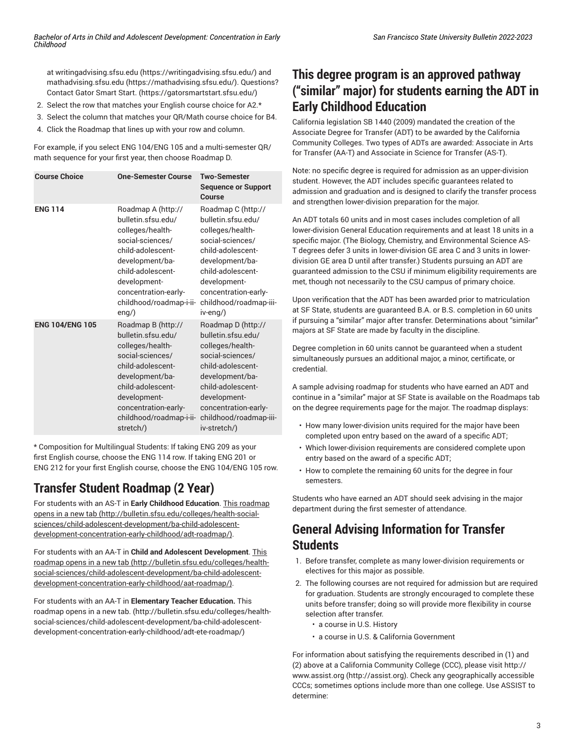at writingadvising.sfsu.edu (https://writingadvising.sfsu.edu/) and mathadvising.sfsu.edu (https://mathadvising.sfsu.edu/). Questions? Contact Gator Smart Start. (https://gatorsmartstart.sfsu.edu/)

2. Select the row that matches your English course choice for A2.*
3. Select the column that matches your QR/Math course choice for B4.
4. Click the Roadmap that lines up with your row and column.

For example, if you select ENG 104/ENG 105 and a multi-semester QR/math sequence for your first year, then choose Roadmap D.

| Course Choice | One-Semester Course | Two-Semester Sequence or Support Course |
|---|---|---|
| **ENG 114** | Roadmap A (http://bulletin.sfsu.edu/colleges/health-social-sciences/child-adolescent-development/ba-child-adolescent-development-concentration-early-childhood/roadmap-i-ii-eng/) | Roadmap C (http://bulletin.sfsu.edu/colleges/health-social-sciences/child-adolescent-development/ba-child-adolescent-development-concentration-early-childhood/roadmap-iii-iv-eng/) |
| **ENG 104/ENG 105** | Roadmap B (http://bulletin.sfsu.edu/colleges/health-social-sciences/child-adolescent-development/ba-child-adolescent-development-concentration-early-childhood/roadmap-i-ii-stretch/) | Roadmap D (http://bulletin.sfsu.edu/colleges/health-social-sciences/child-adolescent-development/ba-child-adolescent-development-concentration-early-childhood/roadmap-iii-iv-stretch/) |

* Composition for Multilingual Students: If taking ENG 209 as your first English course, choose the ENG 114 row. If taking ENG 201 or ENG 212 for your first English course, choose the ENG 104/ENG 105 row.

## Transfer Student Roadmap (2 Year)

For students with an AS-T in **Early Childhood Education**. This roadmap opens in a new tab (http://bulletin.sfsu.edu/colleges/health-social-sciences/child-adolescent-development/ba-child-adolescent-development-concentration-early-childhood/adt-roadmap/).

For students with an AA-T in **Child and Adolescent Development**. This roadmap opens in a new tab (http://bulletin.sfsu.edu/colleges/health-social-sciences/child-adolescent-development/ba-child-adolescent-development-concentration-early-childhood/aat-roadmap/).

For students with an AA-T in **Elementary Teacher Education.** This roadmap opens in a new tab. (http://bulletin.sfsu.edu/colleges/health-social-sciences/child-adolescent-development/ba-child-adolescent-development-concentration-early-childhood/adt-ete-roadmap/)

## This degree program is an approved pathway ("similar" major) for students earning the ADT in Early Childhood Education

California legislation SB 1440 (2009) mandated the creation of the Associate Degree for Transfer (ADT) to be awarded by the California Community Colleges. Two types of ADTs are awarded: Associate in Arts for Transfer (AA-T) and Associate in Science for Transfer (AS-T).

Note: no specific degree is required for admission as an upper-division student. However, the ADT includes specific guarantees related to admission and graduation and is designed to clarify the transfer process and strengthen lower-division preparation for the major.

An ADT totals 60 units and in most cases includes completion of all lower-division General Education requirements and at least 18 units in a specific major. (The Biology, Chemistry, and Environmental Science AS-T degrees defer 3 units in lower-division GE area C and 3 units in lower-division GE area D until after transfer.) Students pursuing an ADT are guaranteed admission to the CSU if minimum eligibility requirements are met, though not necessarily to the CSU campus of primary choice.

Upon verification that the ADT has been awarded prior to matriculation at SF State, students are guaranteed B.A. or B.S. completion in 60 units if pursuing a "similar" major after transfer. Determinations about "similar" majors at SF State are made by faculty in the discipline.

Degree completion in 60 units cannot be guaranteed when a student simultaneously pursues an additional major, a minor, certificate, or credential.

A sample advising roadmap for students who have earned an ADT and continue in a "similar" major at SF State is available on the Roadmaps tab on the degree requirements page for the major. The roadmap displays:

- How many lower-division units required for the major have been completed upon entry based on the award of a specific ADT;
- Which lower-division requirements are considered complete upon entry based on the award of a specific ADT;
- How to complete the remaining 60 units for the degree in four semesters.

Students who have earned an ADT should seek advising in the major department during the first semester of attendance.

## General Advising Information for Transfer Students

1. Before transfer, complete as many lower-division requirements or electives for this major as possible.
2. The following courses are not required for admission but are required for graduation. Students are strongly encouraged to complete these units before transfer; doing so will provide more flexibility in course selection after transfer.
   - a course in U.S. History
   - a course in U.S. & California Government

For information about satisfying the requirements described in (1) and (2) above at a California Community College (CCC), please visit http://www.assist.org (http://assist.org). Check any geographically accessible CCCs; sometimes options include more than one college. Use ASSIST to determine: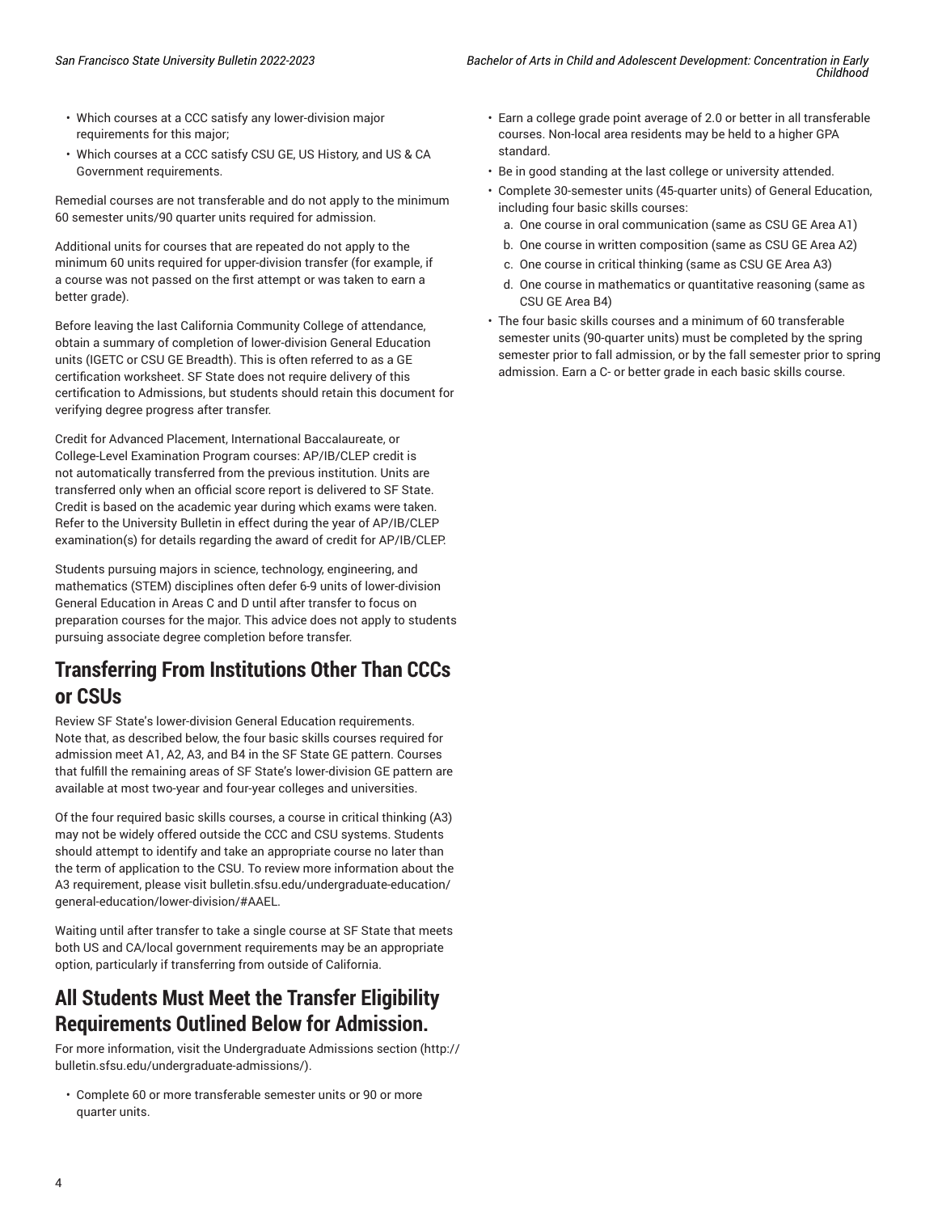- Which courses at a CCC satisfy any lower-division major requirements for this major;
- Which courses at a CCC satisfy CSU GE, US History, and US & CA Government requirements.

Remedial courses are not transferable and do not apply to the minimum 60 semester units/90 quarter units required for admission.

Additional units for courses that are repeated do not apply to the minimum 60 units required for upper-division transfer (for example, if a course was not passed on the first attempt or was taken to earn a better grade).

Before leaving the last California Community College of attendance, obtain a summary of completion of lower-division General Education units (IGETC or CSU GE Breadth). This is often referred to as a GE certification worksheet. SF State does not require delivery of this certification to Admissions, but students should retain this document for verifying degree progress after transfer.

Credit for Advanced Placement, International Baccalaureate, or College-Level Examination Program courses: AP/IB/CLEP credit is not automatically transferred from the previous institution. Units are transferred only when an official score report is delivered to SF State. Credit is based on the academic year during which exams were taken. Refer to the University Bulletin in effect during the year of AP/IB/CLEP examination(s) for details regarding the award of credit for AP/IB/CLEP.

Students pursuing majors in science, technology, engineering, and mathematics (STEM) disciplines often defer 6-9 units of lower-division General Education in Areas C and D until after transfer to focus on preparation courses for the major. This advice does not apply to students pursuing associate degree completion before transfer.

## Transferring From Institutions Other Than CCCs or CSUs

Review SF State's lower-division General Education requirements. Note that, as described below, the four basic skills courses required for admission meet A1, A2, A3, and B4 in the SF State GE pattern. Courses that fulfill the remaining areas of SF State's lower-division GE pattern are available at most two-year and four-year colleges and universities.

Of the four required basic skills courses, a course in critical thinking (A3) may not be widely offered outside the CCC and CSU systems. Students should attempt to identify and take an appropriate course no later than the term of application to the CSU. To review more information about the A3 requirement, please visit bulletin.sfsu.edu/undergraduate-education/general-education/lower-division/#AAEL.

Waiting until after transfer to take a single course at SF State that meets both US and CA/local government requirements may be an appropriate option, particularly if transferring from outside of California.

## All Students Must Meet the Transfer Eligibility Requirements Outlined Below for Admission.

For more information, visit the Undergraduate Admissions section (http://bulletin.sfsu.edu/undergraduate-admissions/).

- Complete 60 or more transferable semester units or 90 or more quarter units.
- Earn a college grade point average of 2.0 or better in all transferable courses. Non-local area residents may be held to a higher GPA standard.
- Be in good standing at the last college or university attended.
- Complete 30-semester units (45-quarter units) of General Education, including four basic skills courses:
  a. One course in oral communication (same as CSU GE Area A1)
  b. One course in written composition (same as CSU GE Area A2)
  c. One course in critical thinking (same as CSU GE Area A3)
  d. One course in mathematics or quantitative reasoning (same as CSU GE Area B4)
- The four basic skills courses and a minimum of 60 transferable semester units (90-quarter units) must be completed by the spring semester prior to fall admission, or by the fall semester prior to spring admission. Earn a C- or better grade in each basic skills course.